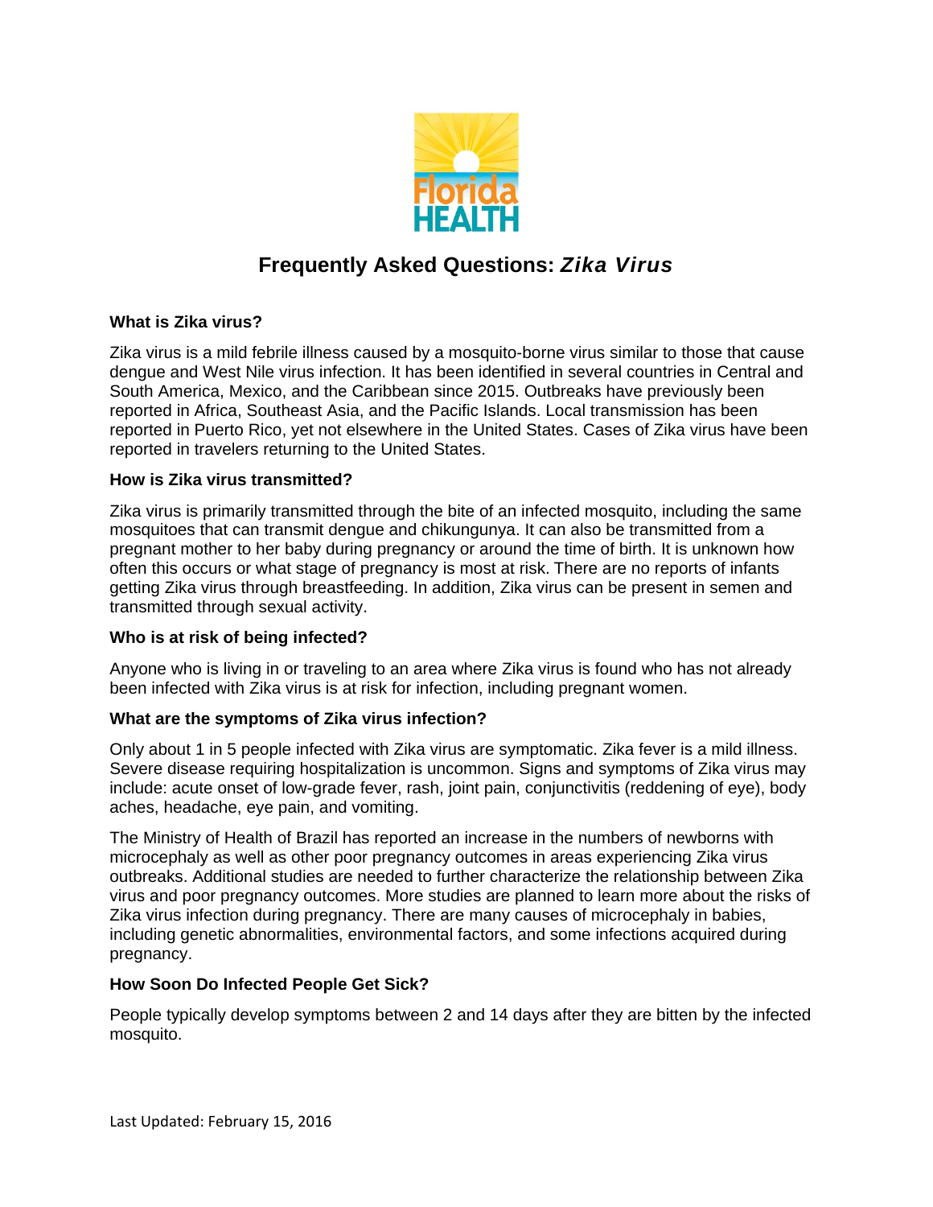# Frequently Asked Questions: *Zika Virus*

**What is Zika virus?**

Zika virus is a mild febrile illness caused by a mosquito-borne virus similar to those that cause dengue and West Nile virus infection. It has been identified in several countries in Central and South America, Mexico, and the Caribbean since 2015. Outbreaks have previously been reported in Africa, Southeast Asia, and the Pacific Islands. Local transmission has been reported in Puerto Rico, yet not elsewhere in the United States. Cases of Zika virus have been reported in travelers returning to the United States.

**How is Zika virus transmitted?**

Zika virus is primarily transmitted through the bite of an infected mosquito, including the same mosquitoes that can transmit dengue and chikungunya. It can also be transmitted from a pregnant mother to her baby during pregnancy or around the time of birth. It is unknown how often this occurs or what stage of pregnancy is most at risk. There are no reports of infants getting Zika virus through breastfeeding. In addition, Zika virus can be present in semen and transmitted through sexual activity.

**Who is at risk of being infected?**

Anyone who is living in or traveling to an area where Zika virus is found who has not already been infected with Zika virus is at risk for infection, including pregnant women.

**What are the symptoms of Zika virus infection?**

Only about 1 in 5 people infected with Zika virus are symptomatic. Zika fever is a mild illness. Severe disease requiring hospitalization is uncommon. Signs and symptoms of Zika virus may include: acute onset of low-grade fever, rash, joint pain, conjunctivitis (reddening of eye), body aches, headache, eye pain, and vomiting.

The Ministry of Health of Brazil has reported an increase in the numbers of newborns with microcephaly as well as other poor pregnancy outcomes in areas experiencing Zika virus outbreaks. Additional studies are needed to further characterize the relationship between Zika virus and poor pregnancy outcomes. More studies are planned to learn more about the risks of Zika virus infection during pregnancy. There are many causes of microcephaly in babies, including genetic abnormalities, environmental factors, and some infections acquired during pregnancy.

**How Soon Do Infected People Get Sick?**

People typically develop symptoms between 2 and 14 days after they are bitten by the infected mosquito.

Last Updated: February 15, 2016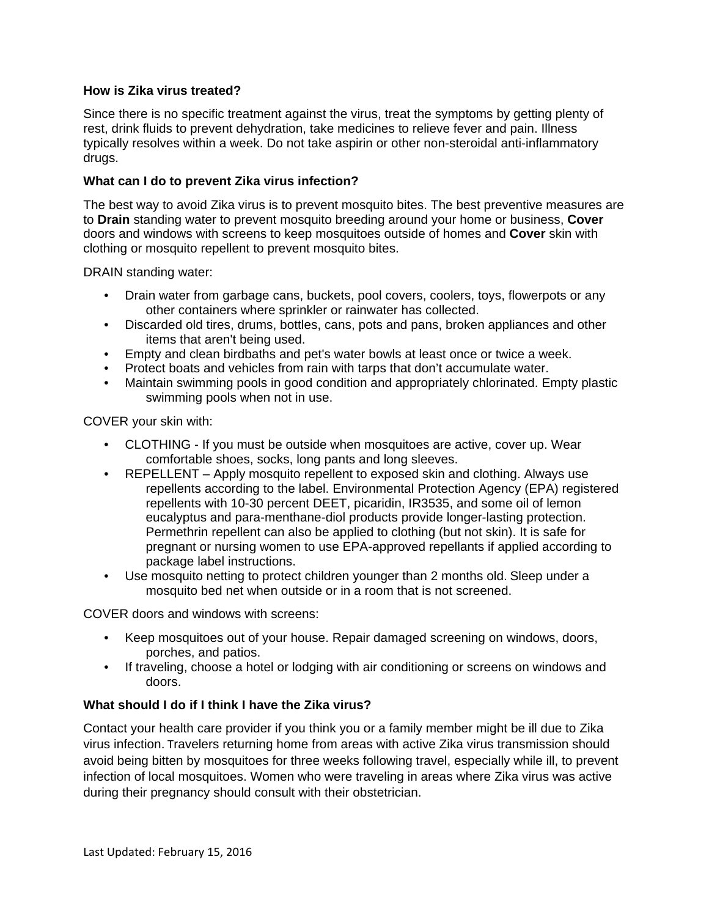**How is Zika virus treated?**

Since there is no specific treatment against the virus, treat the symptoms by getting plenty of rest, drink fluids to prevent dehydration, take medicines to relieve fever and pain. Illness typically resolves within a week. Do not take aspirin or other non-steroidal anti-inflammatory drugs.

**What can I do to prevent Zika virus infection?**

The best way to avoid Zika virus is to prevent mosquito bites. The best preventive measures are to **Drain** standing water to prevent mosquito breeding around your home or business, **Cover** doors and windows with screens to keep mosquitoes outside of homes and **Cover** skin with clothing or mosquito repellent to prevent mosquito bites.

DRAIN standing water:

- Drain water from garbage cans, buckets, pool covers, coolers, toys, flowerpots or any other containers where sprinkler or rainwater has collected.
- Discarded old tires, drums, bottles, cans, pots and pans, broken appliances and other items that aren't being used.
- Empty and clean birdbaths and pet's water bowls at least once or twice a week.
- Protect boats and vehicles from rain with tarps that don't accumulate water.
- Maintain swimming pools in good condition and appropriately chlorinated. Empty plastic swimming pools when not in use.

COVER your skin with:

- CLOTHING - If you must be outside when mosquitoes are active, cover up. Wear comfortable shoes, socks, long pants and long sleeves.
- REPELLENT – Apply mosquito repellent to exposed skin and clothing. Always use repellents according to the label. Environmental Protection Agency (EPA) registered repellents with 10-30 percent DEET, picaridin, IR3535, and some oil of lemon eucalyptus and para-menthane-diol products provide longer-lasting protection. Permethrin repellent can also be applied to clothing (but not skin). It is safe for pregnant or nursing women to use EPA-approved repellants if applied according to package label instructions.
- Use mosquito netting to protect children younger than 2 months old. Sleep under a mosquito bed net when outside or in a room that is not screened.

COVER doors and windows with screens:

- Keep mosquitoes out of your house. Repair damaged screening on windows, doors, porches, and patios.
- If traveling, choose a hotel or lodging with air conditioning or screens on windows and doors.

**What should I do if I think I have the Zika virus?**

Contact your health care provider if you think you or a family member might be ill due to Zika virus infection. Travelers returning home from areas with active Zika virus transmission should avoid being bitten by mosquitoes for three weeks following travel, especially while ill, to prevent infection of local mosquitoes. Women who were traveling in areas where Zika virus was active during their pregnancy should consult with their obstetrician.

Last Updated: February 15, 2016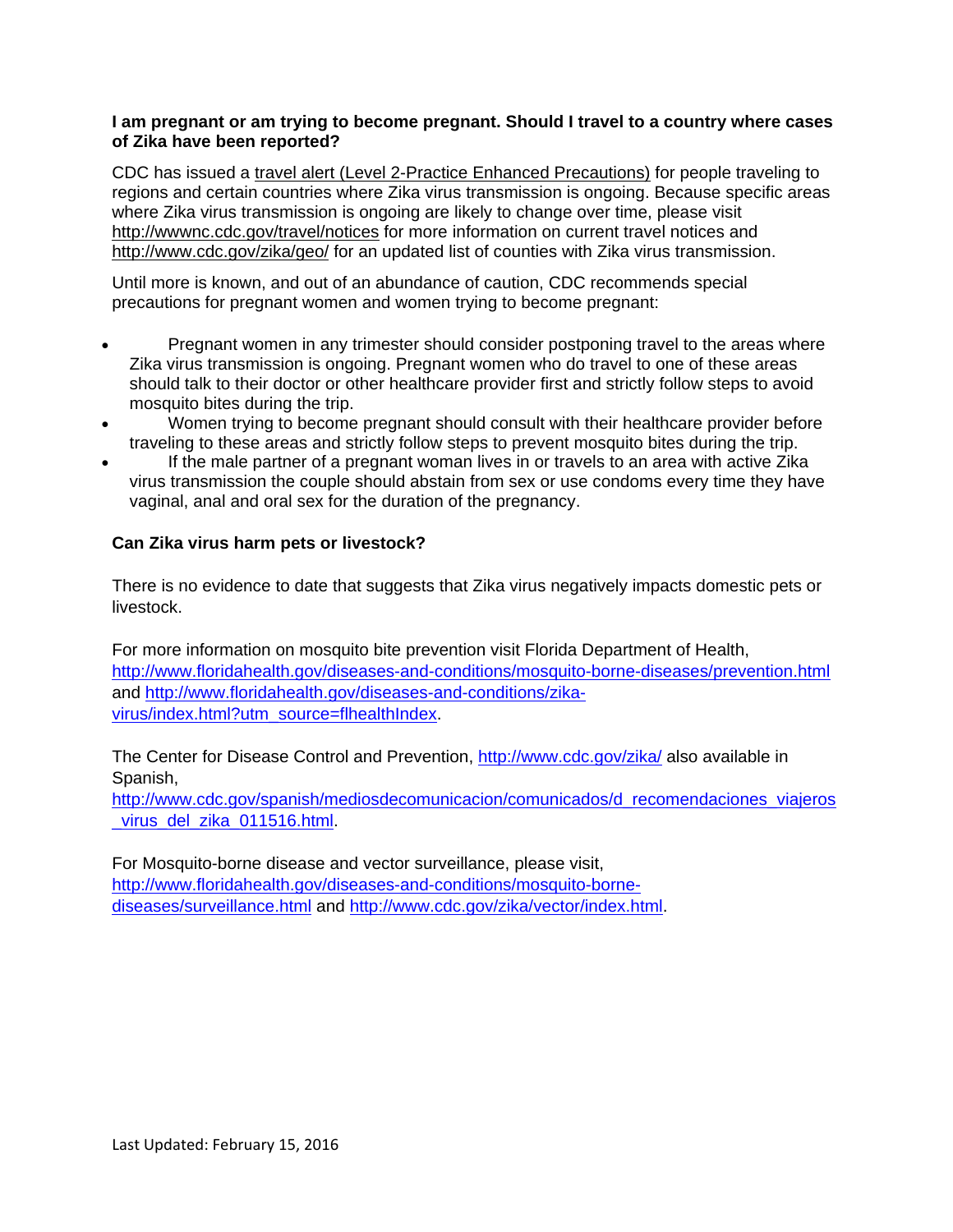**I am pregnant or am trying to become pregnant. Should I travel to a country where cases of Zika have been reported?**

CDC has issued a travel alert (Level 2-Practice Enhanced Precautions) for people traveling to regions and certain countries where Zika virus transmission is ongoing. Because specific areas where Zika virus transmission is ongoing are likely to change over time, please visit http://wwwnc.cdc.gov/travel/notices for more information on current travel notices and http://www.cdc.gov/zika/geo/ for an updated list of counties with Zika virus transmission.

Until more is known, and out of an abundance of caution, CDC recommends special precautions for pregnant women and women trying to become pregnant:

- Pregnant women in any trimester should consider postponing travel to the areas where Zika virus transmission is ongoing. Pregnant women who do travel to one of these areas should talk to their doctor or other healthcare provider first and strictly follow steps to avoid mosquito bites during the trip.
- Women trying to become pregnant should consult with their healthcare provider before traveling to these areas and strictly follow steps to prevent mosquito bites during the trip.
- If the male partner of a pregnant woman lives in or travels to an area with active Zika virus transmission the couple should abstain from sex or use condoms every time they have vaginal, anal and oral sex for the duration of the pregnancy.

**Can Zika virus harm pets or livestock?**

There is no evidence to date that suggests that Zika virus negatively impacts domestic pets or livestock.

For more information on mosquito bite prevention visit Florida Department of Health, http://www.floridahealth.gov/diseases-and-conditions/mosquito-borne-diseases/prevention.html and http://www.floridahealth.gov/diseases-and-conditions/zika-virus/index.html?utm_source=flhealthIndex.

The Center for Disease Control and Prevention, http://www.cdc.gov/zika/ also available in Spanish, http://www.cdc.gov/spanish/mediosdecomunicacion/comunicados/d_recomendaciones_viajeros_virus_del_zika_011516.html.

For Mosquito-borne disease and vector surveillance, please visit, http://www.floridahealth.gov/diseases-and-conditions/mosquito-borne-diseases/surveillance.html and http://www.cdc.gov/zika/vector/index.html.

Last Updated: February 15, 2016